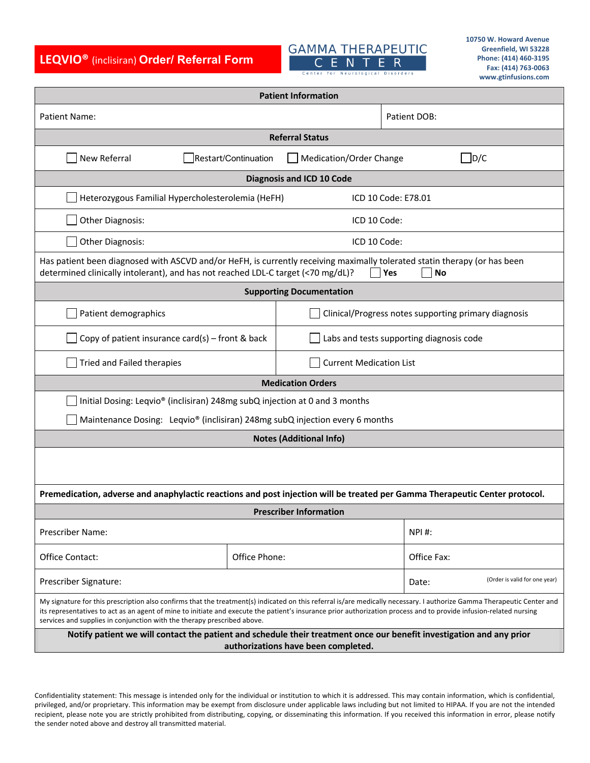# LEQVIO® (inclisiran) Order/ Referral Form

**GAMMA THERAPEUTIC CENTER**
Center for Neurological Disorders

**10750 W. Howard Avenue**
**Greenfield, WI 53228**
**Phone: (414) 460-3195**
**Fax: (414) 763-0063**
**www.gtinfusions.com**

| **Patient Information** | |
|---|---|
| Patient Name: | Patient DOB: |

**Referral Status**

☐ New Referral ☐ Restart/Continuation ☐ Medication/Order Change ☐ D/C

**Diagnosis and ICD 10 Code**

| | |
|---|---|
| ☐ Heterozygous Familial Hypercholesterolemia (HeFH) | ICD 10 Code: E78.01 |
| ☐ Other Diagnosis: | ICD 10 Code: |
| ☐ Other Diagnosis: | ICD 10 Code: |

Has patient been diagnosed with ASCVD and/or HeFH, is currently receiving maximally tolerated statin therapy (or has been determined clinically intolerant), and has not reached LDL-C target (<70 mg/dL)? ☐ **Yes** ☐ **No**

**Supporting Documentation**

| | |
|---|---|
| ☐ Patient demographics | ☐ Clinical/Progress notes supporting primary diagnosis |
| ☐ Copy of patient insurance card(s) – front & back | ☐ Labs and tests supporting diagnosis code |
| ☐ Tried and Failed therapies | ☐ Current Medication List |

**Medication Orders**

☐ Initial Dosing: Leqvio® (inclisiran) 248mg subQ injection at 0 and 3 months

☐ Maintenance Dosing: Leqvio® (inclisiran) 248mg subQ injection every 6 months

**Notes (Additional Info)**

**Premedication, adverse and anaphylactic reactions and post injection will be treated per Gamma Therapeutic Center protocol.**

**Prescriber Information**

| | | |
|---|---|---|
| Prescriber Name: | | NPI #: |
| Office Contact: | Office Phone: | Office Fax: |
| Prescriber Signature: | | Date: (Order is valid for one year) |

My signature for this prescription also confirms that the treatment(s) indicated on this referral is/are medically necessary. I authorize Gamma Therapeutic Center and its representatives to act as an agent of mine to initiate and execute the patient's insurance prior authorization process and to provide infusion-related nursing services and supplies in conjunction with the therapy prescribed above.

**Notify patient we will contact the patient and schedule their treatment once our benefit investigation and any prior authorizations have been completed.**

Confidentiality statement: This message is intended only for the individual or institution to which it is addressed. This may contain information, which is confidential, privileged, and/or proprietary. This information may be exempt from disclosure under applicable laws including but not limited to HIPAA. If you are not the intended recipient, please note you are strictly prohibited from distributing, copying, or disseminating this information. If you received this information in error, please notify the sender noted above and destroy all transmitted material.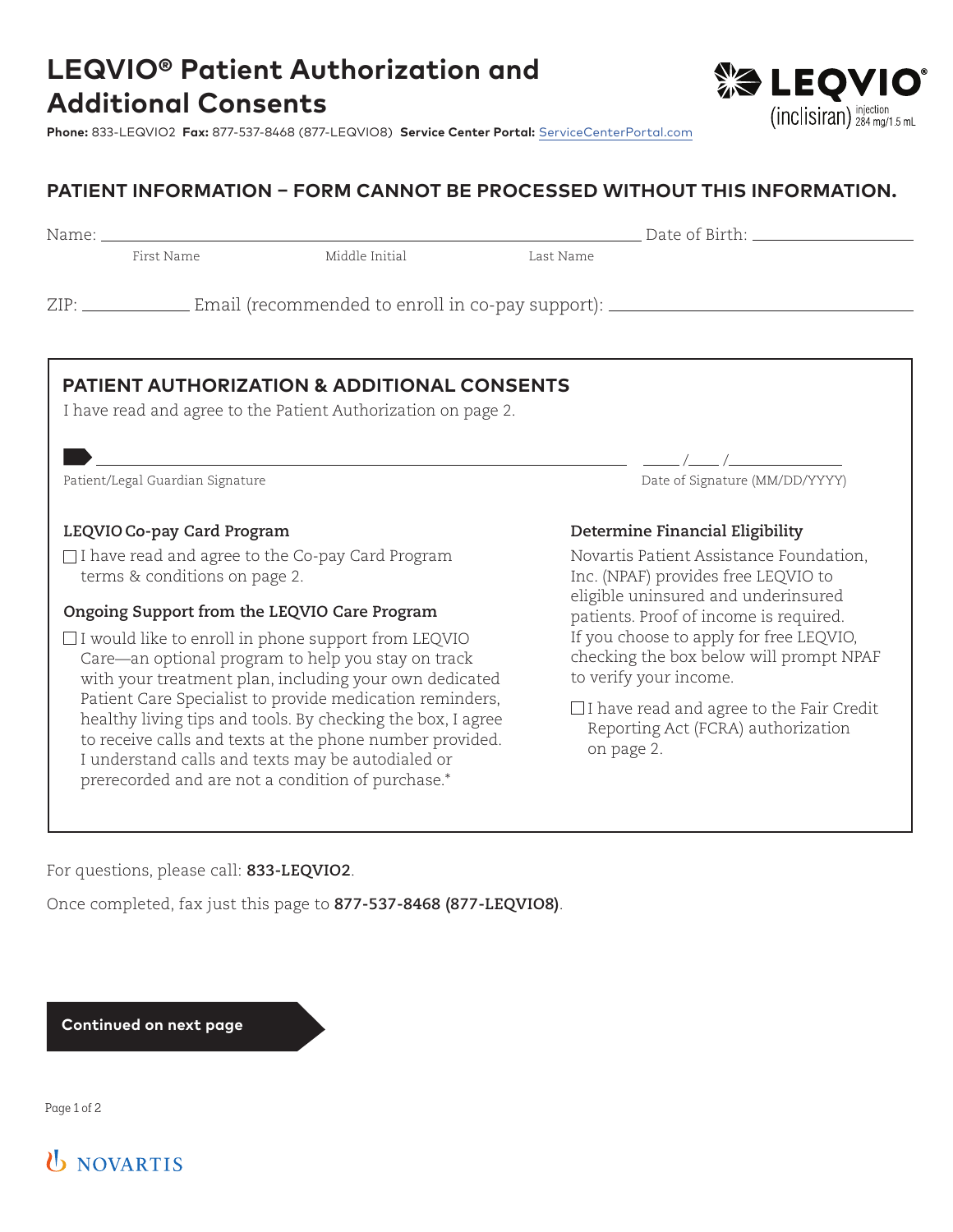# LEQVIO® Patient Authorization and Additional Consents

**Phone:** 833-LEQVIO2 **Fax:** 877-537-8468 (877-LEQVIO8) **Service Center Portal:** ServiceCenterPortal.com

LEQVIO® (inclisiran) injection 284 mg/1.5 mL

## PATIENT INFORMATION – FORM CANNOT BE PROCESSED WITHOUT THIS INFORMATION.

Name: ______________________________ Date of Birth: ____________

First Name Middle Initial Last Name

ZIP: __________ Email (recommended to enroll in co-pay support): ______________________________

## PATIENT AUTHORIZATION & ADDITIONAL CONSENTS

I have read and agree to the Patient Authorization on page 2.

______________________________ ____ /____ /__________

Patient/Legal Guardian Signature Date of Signature (MM/DD/YYYY)

### LEQVIO Co-pay Card Program

☐ I have read and agree to the Co-pay Card Program terms & conditions on page 2.

### Ongoing Support from the LEQVIO Care Program

☐ I would like to enroll in phone support from LEQVIO Care—an optional program to help you stay on track with your treatment plan, including your own dedicated Patient Care Specialist to provide medication reminders, healthy living tips and tools. By checking the box, I agree to receive calls and texts at the phone number provided. I understand calls and texts may be autodialed or prerecorded and are not a condition of purchase.*

### Determine Financial Eligibility

Novartis Patient Assistance Foundation, Inc. (NPAF) provides free LEQVIO to eligible uninsured and underinsured patients. Proof of income is required. If you choose to apply for free LEQVIO, checking the box below will prompt NPAF to verify your income.

☐ I have read and agree to the Fair Credit Reporting Act (FCRA) authorization on page 2.

For questions, please call: **833-LEQVIO2**.

Once completed, fax just this page to **877-537-8468 (877-LEQVIO8)**.

**Continued on next page**

NOVARTIS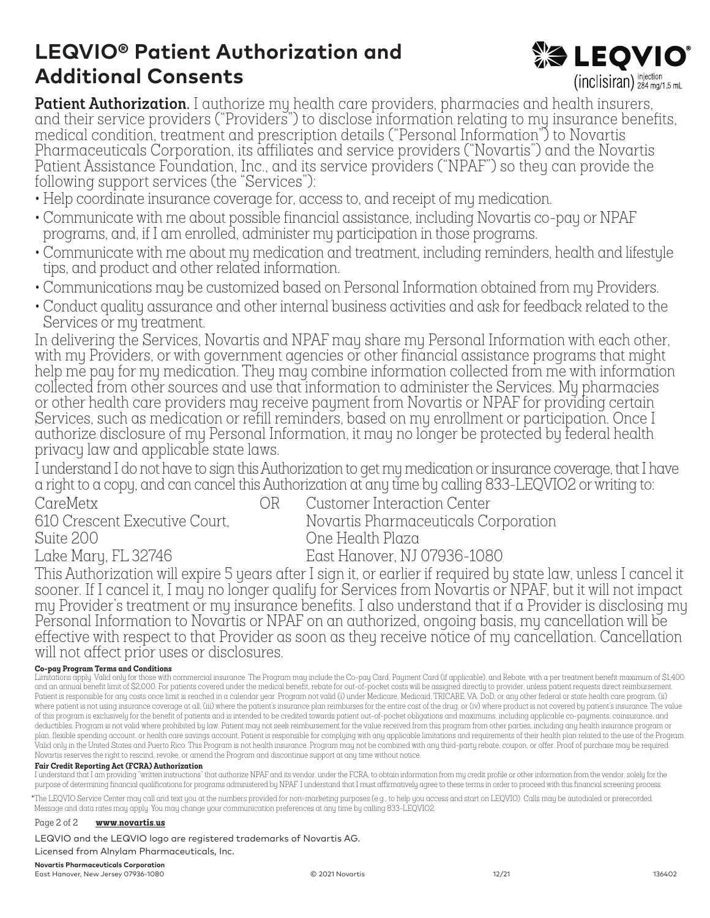# LEQVIO® Patient Authorization and Additional Consents

LEQVIO® (inclisiran) injection 284 mg/1.5 mL

**Patient Authorization.** I authorize my health care providers, pharmacies and health insurers, and their service providers ("Providers") to disclose information relating to my insurance benefits, medical condition, treatment and prescription details ("Personal Information") to Novartis Pharmaceuticals Corporation, its affiliates and service providers ("Novartis") and the Novartis Patient Assistance Foundation, Inc., and its service providers ("NPAF") so they can provide the following support services (the "Services"):

- Help coordinate insurance coverage for, access to, and receipt of my medication.
- Communicate with me about possible financial assistance, including Novartis co-pay or NPAF programs, and, if I am enrolled, administer my participation in those programs.
- Communicate with me about my medication and treatment, including reminders, health and lifestyle tips, and product and other related information.
- Communications may be customized based on Personal Information obtained from my Providers.
- Conduct quality assurance and other internal business activities and ask for feedback related to the Services or my treatment.

In delivering the Services, Novartis and NPAF may share my Personal Information with each other, with my Providers, or with government agencies or other financial assistance programs that might help me pay for my medication. They may combine information collected from me with information collected from other sources and use that information to administer the Services. My pharmacies or other health care providers may receive payment from Novartis or NPAF for providing certain Services, such as medication or refill reminders, based on my enrollment or participation. Once I authorize disclosure of my Personal Information, it may no longer be protected by federal health privacy law and applicable state laws.

I understand I do not have to sign this Authorization to get my medication or insurance coverage, that I have a right to a copy, and can cancel this Authorization at any time by calling 833-LEQVIO2 or writing to:

CareMetx
610 Crescent Executive Court,
Suite 200
Lake Mary, FL 32746

OR

Customer Interaction Center
Novartis Pharmaceuticals Corporation
One Health Plaza
East Hanover, NJ 07936-1080

This Authorization will expire 5 years after I sign it, or earlier if required by state law, unless I cancel it sooner. If I cancel it, I may no longer qualify for Services from Novartis or NPAF, but it will not impact my Provider's treatment or my insurance benefits. I also understand that if a Provider is disclosing my Personal Information to Novartis or NPAF on an authorized, ongoing basis, my cancellation will be effective with respect to that Provider as soon as they receive notice of my cancellation. Cancellation will not affect prior uses or disclosures.

**Co-pay Program Terms and Conditions**

Limitations apply. Valid only for those with commercial insurance. The Program may include the Co-pay Card, Payment Card (if applicable), and Rebate, with a per treatment benefit maximum of $1,400 and an annual benefit limit of $2,000. For patients covered under the medical benefit, rebate for out-of-pocket costs will be assigned directly to provider, unless patient requests direct reimbursement. Patient is responsible for any costs once limit is reached in a calendar year. Program not valid (i) under Medicare, Medicaid, TRICARE, VA, DoD, or any other federal or state health care program, (ii) where patient is not using insurance coverage at all, (iii) where the patient's insurance plan reimburses for the entire cost of the drug, or (iv) where product is not covered by patient's insurance. The value of this program is exclusively for the benefit of patients and is intended to be credited towards patient out-of-pocket obligations and maximums, including applicable co-payments, coinsurance, and deductibles. Program is not valid where prohibited by law. Patient may not seek reimbursement for the value received from this program from other parties, including any health insurance program or plan, flexible spending account, or health care savings account. Patient is responsible for complying with any applicable limitations and requirements of their health plan related to the use of the Program. Valid only in the United States and Puerto Rico. This Program is not health insurance. Program may not be combined with any third-party rebate, coupon, or offer. Proof of purchase may be required. Novartis reserves the right to rescind, revoke, or amend the Program and discontinue support at any time without notice.

**Fair Credit Reporting Act (FCRA) Authorization**

I understand that I am providing "written instructions" that authorize NPAF and its vendor, under the FCRA, to obtain information from my credit profile or other information from the vendor, solely for the purpose of determining financial qualifications for programs administered by NPAF. I understand that I must affirmatively agree to these terms in order to proceed with this financial screening process.

*The LEQVIO Service Center may call and text you at the numbers provided for non-marketing purposes (e.g., to help you access and start on LEQVIO). Calls may be autodialed or prerecorded. Message and data rates may apply. You may change your communication preferences at any time by calling 833-LEQVIO2.

**www.novartis.us**

LEQVIO and the LEQVIO logo are registered trademarks of Novartis AG.

Licensed from Alnylam Pharmaceuticals, Inc.

**Novartis Pharmaceuticals Corporation**
East Hanover, New Jersey 07936-1080 © 2021 Novartis 12/21 136402